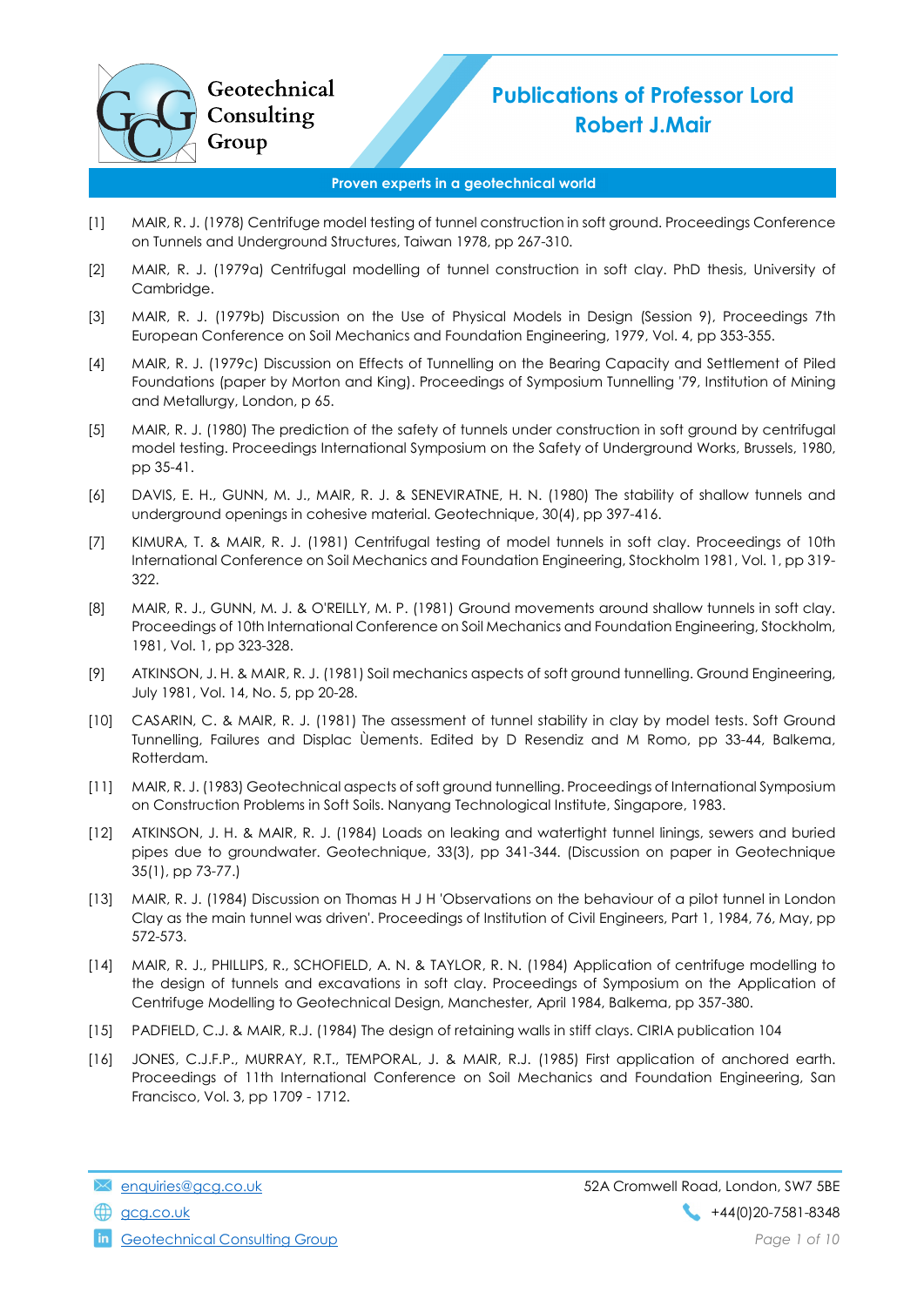# Publications of Professor Lord Robert J.Mair

Proven experts in a geotechnical world

[1] MAIR, R. J. (1978) Centrifuge model testing of tunnel construction in soft ground. Proceedings Conference on Tunnels and Underground Structures, Taiwan 1978, pp 267-310.

[2] MAIR, R. J. (1979a) Centrifugal modelling of tunnel construction in soft clay. PhD thesis, University of Cambridge.

[3] MAIR, R. J. (1979b) Discussion on the Use of Physical Models in Design (Session 9), Proceedings 7th European Conference on Soil Mechanics and Foundation Engineering, 1979, Vol. 4, pp 353-355.

[4] MAIR, R. J. (1979c) Discussion on Effects of Tunnelling on the Bearing Capacity and Settlement of Piled Foundations (paper by Morton and King). Proceedings of Symposium Tunnelling '79, Institution of Mining and Metallurgy, London, p 65.

[5] MAIR, R. J. (1980) The prediction of the safety of tunnels under construction in soft ground by centrifugal model testing. Proceedings International Symposium on the Safety of Underground Works, Brussels, 1980, pp 35-41.

[6] DAVIS, E. H., GUNN, M. J., MAIR, R. J. & SENEVIRATNE, H. N. (1980) The stability of shallow tunnels and underground openings in cohesive material. Geotechnique, 30(4), pp 397-416.

[7] KIMURA, T. & MAIR, R. J. (1981) Centrifugal testing of model tunnels in soft clay. Proceedings of 10th International Conference on Soil Mechanics and Foundation Engineering, Stockholm 1981, Vol. 1, pp 319-322.

[8] MAIR, R. J., GUNN, M. J. & O'REILLY, M. P. (1981) Ground movements around shallow tunnels in soft clay. Proceedings of 10th International Conference on Soil Mechanics and Foundation Engineering, Stockholm, 1981, Vol. 1, pp 323-328.

[9] ATKINSON, J. H. & MAIR, R. J. (1981) Soil mechanics aspects of soft ground tunnelling. Ground Engineering, July 1981, Vol. 14, No. 5, pp 20-28.

[10] CASARIN, C. & MAIR, R. J. (1981) The assessment of tunnel stability in clay by model tests. Soft Ground Tunnelling, Failures and Displac Ùements. Edited by D Resendiz and M Romo, pp 33-44, Balkema, Rotterdam.

[11] MAIR, R. J. (1983) Geotechnical aspects of soft ground tunnelling. Proceedings of International Symposium on Construction Problems in Soft Soils. Nanyang Technological Institute, Singapore, 1983.

[12] ATKINSON, J. H. & MAIR, R. J. (1984) Loads on leaking and watertight tunnel linings, sewers and buried pipes due to groundwater. Geotechnique, 33(3), pp 341-344. (Discussion on paper in Geotechnique 35(1), pp 73-77.)

[13] MAIR, R. J. (1984) Discussion on Thomas H J H 'Observations on the behaviour of a pilot tunnel in London Clay as the main tunnel was driven'. Proceedings of Institution of Civil Engineers, Part 1, 1984, 76, May, pp 572-573.

[14] MAIR, R. J., PHILLIPS, R., SCHOFIELD, A. N. & TAYLOR, R. N. (1984) Application of centrifuge modelling to the design of tunnels and excavations in soft clay. Proceedings of Symposium on the Application of Centrifuge Modelling to Geotechnical Design, Manchester, April 1984, Balkema, pp 357-380.

[15] PADFIELD, C.J. & MAIR, R.J. (1984) The design of retaining walls in stiff clays. CIRIA publication 104

[16] JONES, C.J.F.P., MURRAY, R.T., TEMPORAL, J. & MAIR, R.J. (1985) First application of anchored earth. Proceedings of 11th International Conference on Soil Mechanics and Foundation Engineering, San Francisco, Vol. 3, pp 1709 - 1712.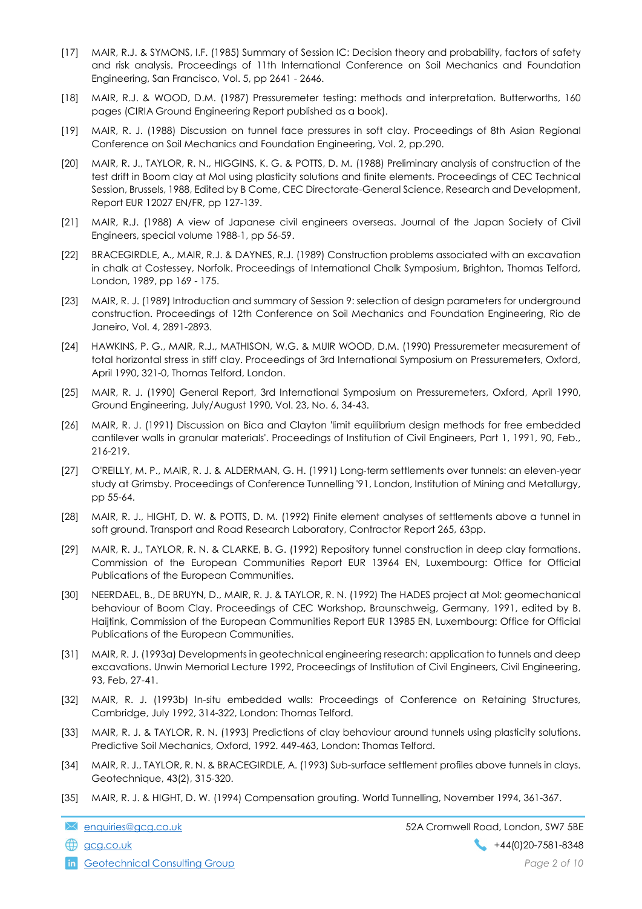[17] MAIR, R.J. & SYMONS, I.F. (1985) Summary of Session IC: Decision theory and probability, factors of safety and risk analysis. Proceedings of 11th International Conference on Soil Mechanics and Foundation Engineering, San Francisco, Vol. 5, pp 2641 - 2646.

[18] MAIR, R.J. & WOOD, D.M. (1987) Pressuremeter testing: methods and interpretation. Butterworths, 160 pages (CIRIA Ground Engineering Report published as a book).

[19] MAIR, R. J. (1988) Discussion on tunnel face pressures in soft clay. Proceedings of 8th Asian Regional Conference on Soil Mechanics and Foundation Engineering, Vol. 2, pp.290.

[20] MAIR, R. J., TAYLOR, R. N., HIGGINS, K. G. & POTTS, D. M. (1988) Preliminary analysis of construction of the test drift in Boom clay at Mol using plasticity solutions and finite elements. Proceedings of CEC Technical Session, Brussels, 1988, Edited by B Come, CEC Directorate-General Science, Research and Development, Report EUR 12027 EN/FR, pp 127-139.

[21] MAIR, R.J. (1988) A view of Japanese civil engineers overseas. Journal of the Japan Society of Civil Engineers, special volume 1988-1, pp 56-59.

[22] BRACEGIRDLE, A., MAIR, R.J. & DAYNES, R.J. (1989) Construction problems associated with an excavation in chalk at Costessey, Norfolk. Proceedings of International Chalk Symposium, Brighton, Thomas Telford, London, 1989, pp 169 - 175.

[23] MAIR, R. J. (1989) Introduction and summary of Session 9: selection of design parameters for underground construction. Proceedings of 12th Conference on Soil Mechanics and Foundation Engineering, Rio de Janeiro, Vol. 4, 2891-2893.

[24] HAWKINS, P. G., MAIR, R.J., MATHISON, W.G. & MUIR WOOD, D.M. (1990) Pressuremeter measurement of total horizontal stress in stiff clay. Proceedings of 3rd International Symposium on Pressuremeters, Oxford, April 1990, 321-0, Thomas Telford, London.

[25] MAIR, R. J. (1990) General Report, 3rd International Symposium on Pressuremeters, Oxford, April 1990, Ground Engineering, July/August 1990, Vol. 23, No. 6, 34-43.

[26] MAIR, R. J. (1991) Discussion on Bica and Clayton 'limit equilibrium design methods for free embedded cantilever walls in granular materials'. Proceedings of Institution of Civil Engineers, Part 1, 1991, 90, Feb., 216-219.

[27] O'REILLY, M. P., MAIR, R. J. & ALDERMAN, G. H. (1991) Long-term settlements over tunnels: an eleven-year study at Grimsby. Proceedings of Conference Tunnelling '91, London, Institution of Mining and Metallurgy, pp 55-64.

[28] MAIR, R. J., HIGHT, D. W. & POTTS, D. M. (1992) Finite element analyses of settlements above a tunnel in soft ground. Transport and Road Research Laboratory, Contractor Report 265, 63pp.

[29] MAIR, R. J., TAYLOR, R. N. & CLARKE, B. G. (1992) Repository tunnel construction in deep clay formations. Commission of the European Communities Report EUR 13964 EN, Luxembourg: Office for Official Publications of the European Communities.

[30] NEERDAEL, B., DE BRUYN, D., MAIR, R. J. & TAYLOR, R. N. (1992) The HADES project at Mol: geomechanical behaviour of Boom Clay. Proceedings of CEC Workshop, Braunschweig, Germany, 1991, edited by B. Haijtink, Commission of the European Communities Report EUR 13985 EN, Luxembourg: Office for Official Publications of the European Communities.

[31] MAIR, R. J. (1993a) Developments in geotechnical engineering research: application to tunnels and deep excavations. Unwin Memorial Lecture 1992, Proceedings of Institution of Civil Engineers, Civil Engineering, 93, Feb, 27-41.

[32] MAIR, R. J. (1993b) In-situ embedded walls: Proceedings of Conference on Retaining Structures, Cambridge, July 1992, 314-322, London: Thomas Telford.

[33] MAIR, R. J. & TAYLOR, R. N. (1993) Predictions of clay behaviour around tunnels using plasticity solutions. Predictive Soil Mechanics, Oxford, 1992. 449-463, London: Thomas Telford.

[34] MAIR, R. J., TAYLOR, R. N. & BRACEGIRDLE, A. (1993) Sub-surface settlement profiles above tunnels in clays. Geotechnique, 43(2), 315-320.

[35] MAIR, R. J. & HIGHT, D. W. (1994) Compensation grouting. World Tunnelling, November 1994, 361-367.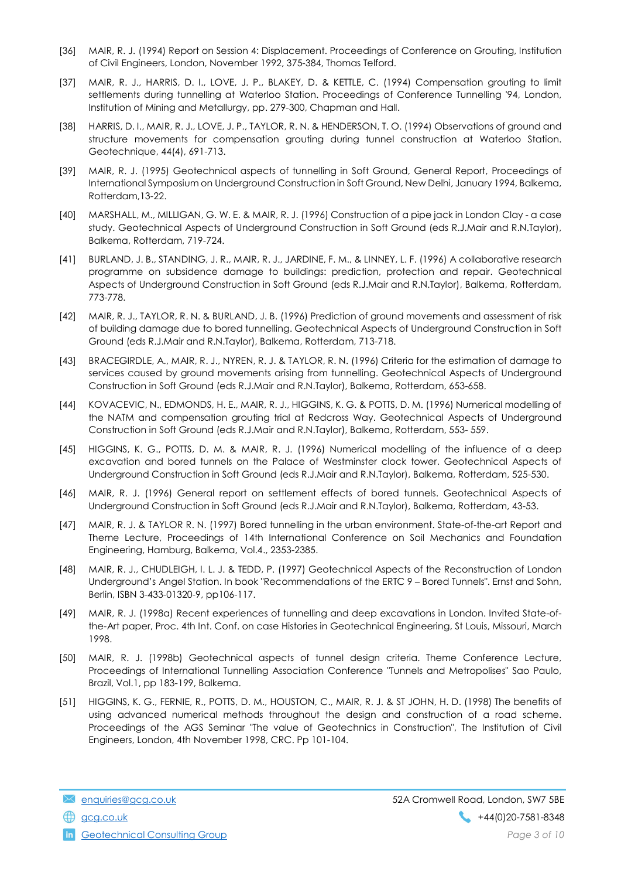[36] MAIR, R. J. (1994) Report on Session 4: Displacement. Proceedings of Conference on Grouting, Institution of Civil Engineers, London, November 1992, 375-384, Thomas Telford.

[37] MAIR, R. J., HARRIS, D. I., LOVE, J. P., BLAKEY, D. & KETTLE, C. (1994) Compensation grouting to limit settlements during tunnelling at Waterloo Station. Proceedings of Conference Tunnelling '94, London, Institution of Mining and Metallurgy, pp. 279-300, Chapman and Hall.

[38] HARRIS, D. I., MAIR, R. J., LOVE, J. P., TAYLOR, R. N. & HENDERSON, T. O. (1994) Observations of ground and structure movements for compensation grouting during tunnel construction at Waterloo Station. Geotechnique, 44(4), 691-713.

[39] MAIR, R. J. (1995) Geotechnical aspects of tunnelling in Soft Ground, General Report, Proceedings of International Symposium on Underground Construction in Soft Ground, New Delhi, January 1994, Balkema, Rotterdam,13-22.

[40] MARSHALL, M., MILLIGAN, G. W. E. & MAIR, R. J. (1996) Construction of a pipe jack in London Clay - a case study. Geotechnical Aspects of Underground Construction in Soft Ground (eds R.J.Mair and R.N.Taylor), Balkema, Rotterdam, 719-724.

[41] BURLAND, J. B., STANDING, J. R., MAIR, R. J., JARDINE, F. M., & LINNEY, L. F. (1996) A collaborative research programme on subsidence damage to buildings: prediction, protection and repair. Geotechnical Aspects of Underground Construction in Soft Ground (eds R.J.Mair and R.N.Taylor), Balkema, Rotterdam, 773-778.

[42] MAIR, R. J., TAYLOR, R. N. & BURLAND, J. B. (1996) Prediction of ground movements and assessment of risk of building damage due to bored tunnelling. Geotechnical Aspects of Underground Construction in Soft Ground (eds R.J.Mair and R.N.Taylor), Balkema, Rotterdam, 713-718.

[43] BRACEGIRDLE, A., MAIR, R. J., NYREN, R. J. & TAYLOR, R. N. (1996) Criteria for the estimation of damage to services caused by ground movements arising from tunnelling. Geotechnical Aspects of Underground Construction in Soft Ground (eds R.J.Mair and R.N.Taylor), Balkema, Rotterdam, 653-658.

[44] KOVACEVIC, N., EDMONDS, H. E., MAIR, R. J., HIGGINS, K. G. & POTTS, D. M. (1996) Numerical modelling of the NATM and compensation grouting trial at Redcross Way. Geotechnical Aspects of Underground Construction in Soft Ground (eds R.J.Mair and R.N.Taylor), Balkema, Rotterdam, 553- 559.

[45] HIGGINS, K. G., POTTS, D. M. & MAIR, R. J. (1996) Numerical modelling of the influence of a deep excavation and bored tunnels on the Palace of Westminster clock tower. Geotechnical Aspects of Underground Construction in Soft Ground (eds R.J.Mair and R.N.Taylor), Balkema, Rotterdam, 525-530.

[46] MAIR, R. J. (1996) General report on settlement effects of bored tunnels. Geotechnical Aspects of Underground Construction in Soft Ground (eds R.J.Mair and R.N.Taylor), Balkema, Rotterdam, 43-53.

[47] MAIR, R. J. & TAYLOR R. N. (1997) Bored tunnelling in the urban environment. State-of-the-art Report and Theme Lecture, Proceedings of 14th International Conference on Soil Mechanics and Foundation Engineering, Hamburg, Balkema, Vol.4., 2353-2385.

[48] MAIR, R. J., CHUDLEIGH, I. L. J. & TEDD, P. (1997) Geotechnical Aspects of the Reconstruction of London Underground's Angel Station. In book "Recommendations of the ERTC 9 – Bored Tunnels". Ernst and Sohn, Berlin, ISBN 3-433-01320-9, pp106-117.

[49] MAIR, R. J. (1998a) Recent experiences of tunnelling and deep excavations in London. Invited State-of-the-Art paper, Proc. 4th Int. Conf. on case Histories in Geotechnical Engineering, St Louis, Missouri, March 1998.

[50] MAIR, R. J. (1998b) Geotechnical aspects of tunnel design criteria. Theme Conference Lecture, Proceedings of International Tunnelling Association Conference "Tunnels and Metropolises" Sao Paulo, Brazil, Vol.1, pp 183-199, Balkema.

[51] HIGGINS, K. G., FERNIE, R., POTTS, D. M., HOUSTON, C., MAIR, R. J. & ST JOHN, H. D. (1998) The benefits of using advanced numerical methods throughout the design and construction of a road scheme. Proceedings of the AGS Seminar "The value of Geotechnics in Construction", The Institution of Civil Engineers, London, 4th November 1998, CRC. Pp 101-104.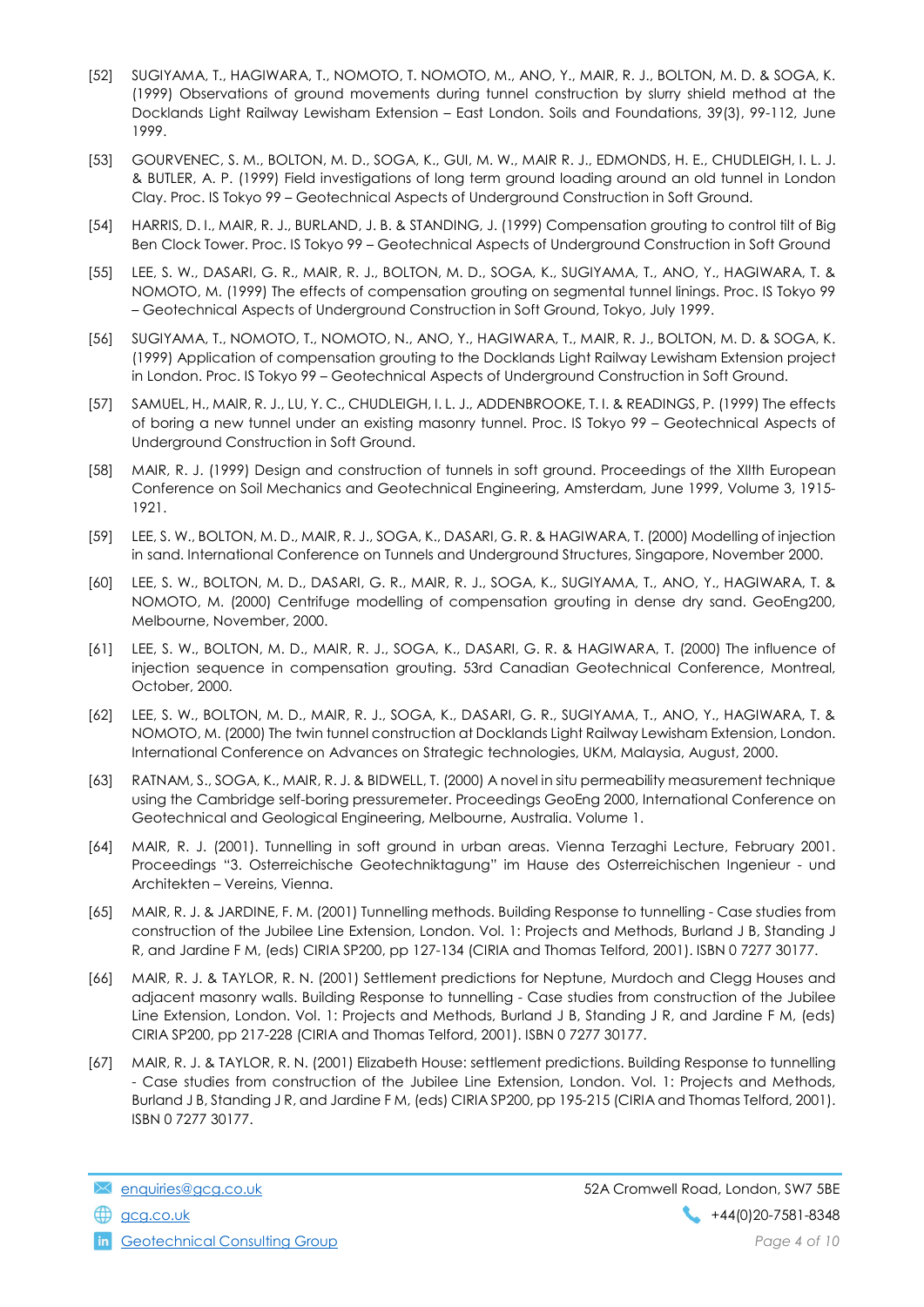[52] SUGIYAMA, T., HAGIWARA, T., NOMOTO, T. NOMOTO, M., ANO, Y., MAIR, R. J., BOLTON, M. D. & SOGA, K. (1999) Observations of ground movements during tunnel construction by slurry shield method at the Docklands Light Railway Lewisham Extension – East London. Soils and Foundations, 39(3), 99-112, June 1999.

[53] GOURVENEC, S. M., BOLTON, M. D., SOGA, K., GUI, M. W., MAIR R. J., EDMONDS, H. E., CHUDLEIGH, I. L. J. & BUTLER, A. P. (1999) Field investigations of long term ground loading around an old tunnel in London Clay. Proc. IS Tokyo 99 – Geotechnical Aspects of Underground Construction in Soft Ground.

[54] HARRIS, D. I., MAIR, R. J., BURLAND, J. B. & STANDING, J. (1999) Compensation grouting to control tilt of Big Ben Clock Tower. Proc. IS Tokyo 99 – Geotechnical Aspects of Underground Construction in Soft Ground

[55] LEE, S. W., DASARI, G. R., MAIR, R. J., BOLTON, M. D., SOGA, K., SUGIYAMA, T., ANO, Y., HAGIWARA, T. & NOMOTO, M. (1999) The effects of compensation grouting on segmental tunnel linings. Proc. IS Tokyo 99 – Geotechnical Aspects of Underground Construction in Soft Ground, Tokyo, July 1999.

[56] SUGIYAMA, T., NOMOTO, T., NOMOTO, N., ANO, Y., HAGIWARA, T., MAIR, R. J., BOLTON, M. D. & SOGA, K. (1999) Application of compensation grouting to the Docklands Light Railway Lewisham Extension project in London. Proc. IS Tokyo 99 – Geotechnical Aspects of Underground Construction in Soft Ground.

[57] SAMUEL, H., MAIR, R. J., LU, Y. C., CHUDLEIGH, I. L. J., ADDENBROOKE, T. I. & READINGS, P. (1999) The effects of boring a new tunnel under an existing masonry tunnel. Proc. IS Tokyo 99 – Geotechnical Aspects of Underground Construction in Soft Ground.

[58] MAIR, R. J. (1999) Design and construction of tunnels in soft ground. Proceedings of the XIIth European Conference on Soil Mechanics and Geotechnical Engineering, Amsterdam, June 1999, Volume 3, 1915-1921.

[59] LEE, S. W., BOLTON, M. D., MAIR, R. J., SOGA, K., DASARI, G. R. & HAGIWARA, T. (2000) Modelling of injection in sand. International Conference on Tunnels and Underground Structures, Singapore, November 2000.

[60] LEE, S. W., BOLTON, M. D., DASARI, G. R., MAIR, R. J., SOGA, K., SUGIYAMA, T., ANO, Y., HAGIWARA, T. & NOMOTO, M. (2000) Centrifuge modelling of compensation grouting in dense dry sand. GeoEng200, Melbourne, November, 2000.

[61] LEE, S. W., BOLTON, M. D., MAIR, R. J., SOGA, K., DASARI, G. R. & HAGIWARA, T. (2000) The influence of injection sequence in compensation grouting. 53rd Canadian Geotechnical Conference, Montreal, October, 2000.

[62] LEE, S. W., BOLTON, M. D., MAIR, R. J., SOGA, K., DASARI, G. R., SUGIYAMA, T., ANO, Y., HAGIWARA, T. & NOMOTO, M. (2000) The twin tunnel construction at Docklands Light Railway Lewisham Extension, London. International Conference on Advances on Strategic technologies, UKM, Malaysia, August, 2000.

[63] RATNAM, S., SOGA, K., MAIR, R. J. & BIDWELL, T. (2000) A novel in situ permeability measurement technique using the Cambridge self-boring pressuremeter. Proceedings GeoEng 2000, International Conference on Geotechnical and Geological Engineering, Melbourne, Australia. Volume 1.

[64] MAIR, R. J. (2001). Tunnelling in soft ground in urban areas. Vienna Terzaghi Lecture, February 2001. Proceedings "3. Osterreichische Geotechniktagung" im Hause des Osterreichischen Ingenieur - und Architekten – Vereins, Vienna.

[65] MAIR, R. J. & JARDINE, F. M. (2001) Tunnelling methods. Building Response to tunnelling - Case studies from construction of the Jubilee Line Extension, London. Vol. 1: Projects and Methods, Burland J B, Standing J R, and Jardine F M, (eds) CIRIA SP200, pp 127-134 (CIRIA and Thomas Telford, 2001). ISBN 0 7277 30177.

[66] MAIR, R. J. & TAYLOR, R. N. (2001) Settlement predictions for Neptune, Murdoch and Clegg Houses and adjacent masonry walls. Building Response to tunnelling - Case studies from construction of the Jubilee Line Extension, London. Vol. 1: Projects and Methods, Burland J B, Standing J R, and Jardine F M, (eds) CIRIA SP200, pp 217-228 (CIRIA and Thomas Telford, 2001). ISBN 0 7277 30177.

[67] MAIR, R. J. & TAYLOR, R. N. (2001) Elizabeth House: settlement predictions. Building Response to tunnelling - Case studies from construction of the Jubilee Line Extension, London. Vol. 1: Projects and Methods, Burland J B, Standing J R, and Jardine F M, (eds) CIRIA SP200, pp 195-215 (CIRIA and Thomas Telford, 2001). ISBN 0 7277 30177.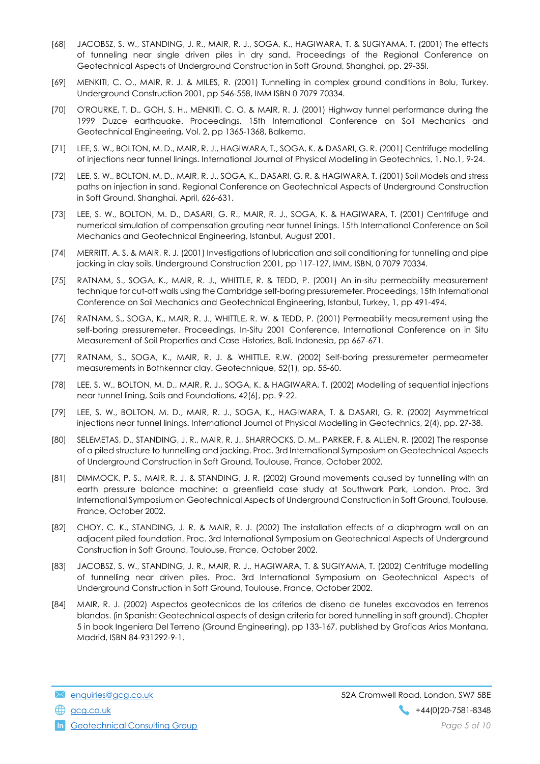[68] JACOBSZ, S. W., STANDING, J. R., MAIR, R. J., SOGA, K., HAGIWARA, T. & SUGIYAMA, T. (2001) The effects of tunneling near single driven piles in dry sand. Proceedings of the Regional Conference on Geotechnical Aspects of Underground Construction in Soft Ground, Shanghai, pp. 29-35l.

[69] MENKITI, C. O., MAIR, R. J. & MILES, R. (2001) Tunnelling in complex ground conditions in Bolu, Turkey. Underground Construction 2001, pp 546-558, IMM ISBN 0 7079 70334.

[70] O'ROURKE, T. D., GOH, S. H., MENKITI, C. O. & MAIR, R. J. (2001) Highway tunnel performance during the 1999 Duzce earthquake. Proceedings, 15th International Conference on Soil Mechanics and Geotechnical Engineering, Vol. 2, pp 1365-1368, Balkema.

[71] LEE, S. W., BOLTON, M. D., MAIR, R. J., HAGIWARA, T., SOGA, K. & DASARI, G. R. (2001) Centrifuge modelling of injections near tunnel linings. International Journal of Physical Modelling in Geotechnics, 1, No.1, 9-24.

[72] LEE, S. W., BOLTON, M. D., MAIR, R. J., SOGA, K., DASARI, G. R. & HAGIWARA, T. (2001) Soil Models and stress paths on injection in sand. Regional Conference on Geotechnical Aspects of Underground Construction in Soft Ground, Shanghai, April, 626-631.

[73] LEE, S. W., BOLTON, M. D., DASARI, G. R., MAIR, R. J., SOGA, K. & HAGIWARA, T. (2001) Centrifuge and numerical simulation of compensation grouting near tunnel linings. 15th International Conference on Soil Mechanics and Geotechnical Engineering, Istanbul, August 2001.

[74] MERRITT, A. S. & MAIR, R. J. (2001) Investigations of lubrication and soil conditioning for tunnelling and pipe jacking in clay soils. Underground Construction 2001, pp 117-127, IMM, ISBN, 0 7079 70334.

[75] RATNAM, S., SOGA, K., MAIR, R. J., WHITTLE, R. & TEDD, P. (2001) An in-situ permeability measurement technique for cut-off walls using the Cambridge self-boring pressuremeter. Proceedings, 15th International Conference on Soil Mechanics and Geotechnical Engineering, Istanbul, Turkey, 1, pp 491-494.

[76] RATNAM, S., SOGA, K., MAIR, R. J., WHITTLE, R. W. & TEDD, P. (2001) Permeability measurement using the self-boring pressuremeter. Proceedings, In-Situ 2001 Conference, International Conference on in Situ Measurement of Soil Properties and Case Histories, Bali, Indonesia, pp 667-671.

[77] RATNAM, S., SOGA, K., MAIR, R. J. & WHITTLE, R.W. (2002) Self-boring pressuremeter permeameter measurements in Bothkennar clay. Geotechnique, 52(1), pp. 55-60.

[78] LEE, S. W., BOLTON, M. D., MAIR, R. J., SOGA, K. & HAGIWARA, T. (2002) Modelling of sequential injections near tunnel lining, Soils and Foundations, 42(6), pp. 9-22.

[79] LEE, S. W., BOLTON, M. D., MAIR, R. J., SOGA, K., HAGIWARA, T. & DASARI, G. R. (2002) Asymmetrical injections near tunnel linings. International Journal of Physical Modelling in Geotechnics, 2(4), pp. 27-38.

[80] SELEMETAS, D., STANDING, J. R., MAIR, R. J., SHARROCKS, D. M., PARKER, F. & ALLEN, R. (2002) The response of a piled structure to tunnelling and jacking. Proc. 3rd International Symposium on Geotechnical Aspects of Underground Construction in Soft Ground, Toulouse, France, October 2002.

[81] DIMMOCK, P. S., MAIR, R. J. & STANDING, J. R. (2002) Ground movements caused by tunnelling with an earth pressure balance machine: a greenfield case study at Southwark Park, London. Proc. 3rd International Symposium on Geotechnical Aspects of Underground Construction in Soft Ground, Toulouse, France, October 2002.

[82] CHOY, C. K., STANDING, J. R. & MAIR, R. J. (2002) The installation effects of a diaphragm wall on an adjacent piled foundation. Proc. 3rd International Symposium on Geotechnical Aspects of Underground Construction in Soft Ground, Toulouse, France, October 2002.

[83] JACOBSZ, S. W., STANDING, J. R., MAIR, R. J., HAGIWARA, T. & SUGIYAMA, T. (2002) Centrifuge modelling of tunnelling near driven piles. Proc. 3rd International Symposium on Geotechnical Aspects of Underground Construction in Soft Ground, Toulouse, France, October 2002.

[84] MAIR, R. J. (2002) Aspectos geotecnicos de los criterios de diseno de tuneles excavados en terrenos blandos. (in Spanish: Geotechnical aspects of design criteria for bored tunnelling in soft ground). Chapter 5 in book Ingeniera Del Terreno (Ground Engineering), pp 133-167, published by Graficas Arias Montana, Madrid, ISBN 84-931292-9-1.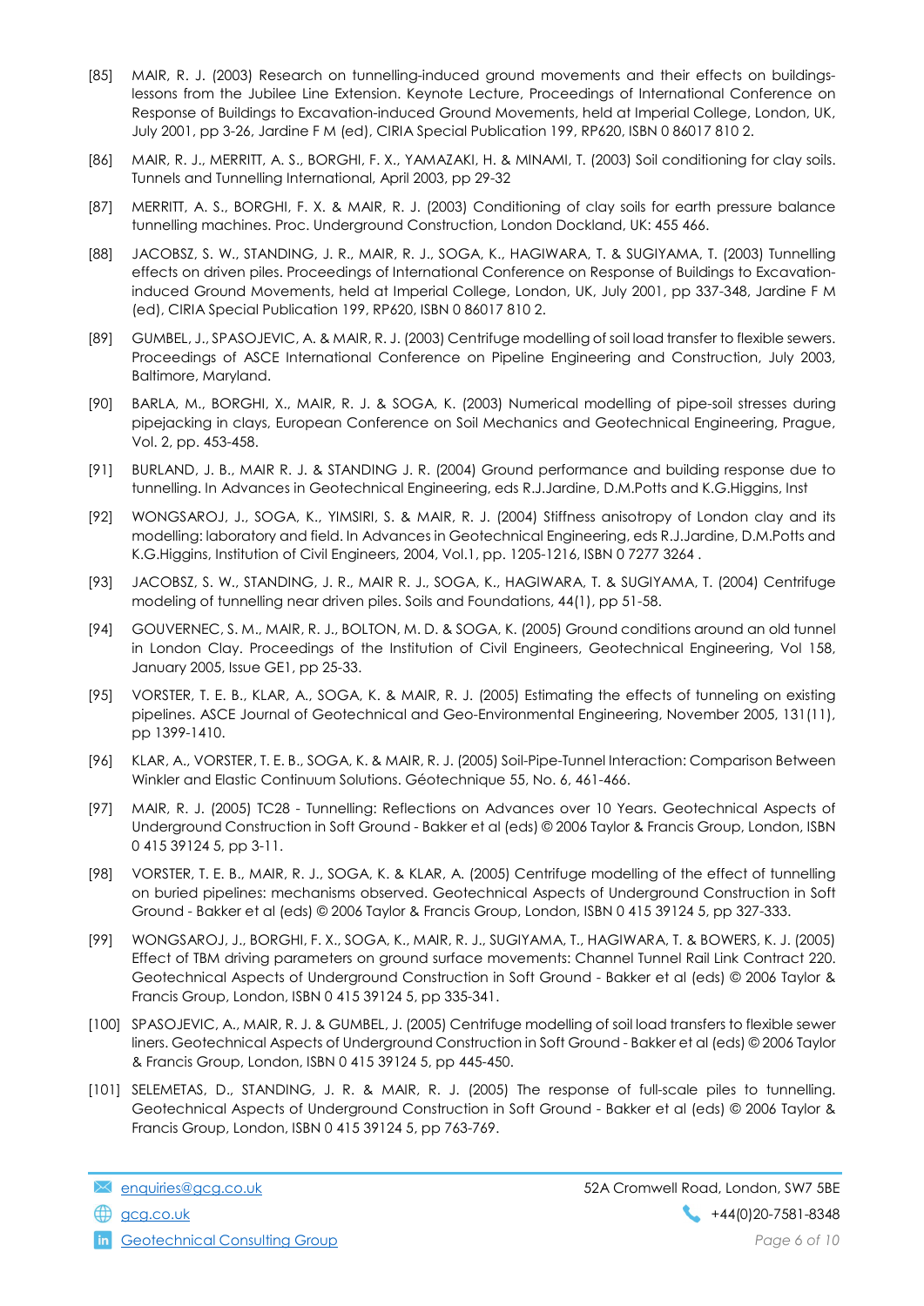[85] MAIR, R. J. (2003) Research on tunnelling-induced ground movements and their effects on buildings-lessons from the Jubilee Line Extension. Keynote Lecture, Proceedings of International Conference on Response of Buildings to Excavation-induced Ground Movements, held at Imperial College, London, UK, July 2001, pp 3-26, Jardine F M (ed), CIRIA Special Publication 199, RP620, ISBN 0 86017 810 2.

[86] MAIR, R. J., MERRITT, A. S., BORGHI, F. X., YAMAZAKI, H. & MINAMI, T. (2003) Soil conditioning for clay soils. Tunnels and Tunnelling International, April 2003, pp 29-32

[87] MERRITT, A. S., BORGHI, F. X. & MAIR, R. J. (2003) Conditioning of clay soils for earth pressure balance tunnelling machines. Proc. Underground Construction, London Dockland, UK: 455 466.

[88] JACOBSZ, S. W., STANDING, J. R., MAIR, R. J., SOGA, K., HAGIWARA, T. & SUGIYAMA, T. (2003) Tunnelling effects on driven piles. Proceedings of International Conference on Response of Buildings to Excavation-induced Ground Movements, held at Imperial College, London, UK, July 2001, pp 337-348, Jardine F M (ed), CIRIA Special Publication 199, RP620, ISBN 0 86017 810 2.

[89] GUMBEL, J., SPASOJEVIC, A. & MAIR, R. J. (2003) Centrifuge modelling of soil load transfer to flexible sewers. Proceedings of ASCE International Conference on Pipeline Engineering and Construction, July 2003, Baltimore, Maryland.

[90] BARLA, M., BORGHI, X., MAIR, R. J. & SOGA, K. (2003) Numerical modelling of pipe-soil stresses during pipejacking in clays, European Conference on Soil Mechanics and Geotechnical Engineering, Prague, Vol. 2, pp. 453-458.

[91] BURLAND, J. B., MAIR R. J. & STANDING J. R. (2004) Ground performance and building response due to tunnelling. In Advances in Geotechnical Engineering, eds R.J.Jardine, D.M.Potts and K.G.Higgins, Inst

[92] WONGSAROJ, J., SOGA, K., YIMSIRI, S. & MAIR, R. J. (2004) Stiffness anisotropy of London clay and its modelling: laboratory and field. In Advances in Geotechnical Engineering, eds R.J.Jardine, D.M.Potts and K.G.Higgins, Institution of Civil Engineers, 2004, Vol.1, pp. 1205-1216, ISBN 0 7277 3264 .

[93] JACOBSZ, S. W., STANDING, J. R., MAIR R. J., SOGA, K., HAGIWARA, T. & SUGIYAMA, T. (2004) Centrifuge modeling of tunnelling near driven piles. Soils and Foundations, 44(1), pp 51-58.

[94] GOUVERNEC, S. M., MAIR, R. J., BOLTON, M. D. & SOGA, K. (2005) Ground conditions around an old tunnel in London Clay. Proceedings of the Institution of Civil Engineers, Geotechnical Engineering, Vol 158, January 2005, Issue GE1, pp 25-33.

[95] VORSTER, T. E. B., KLAR, A., SOGA, K. & MAIR, R. J. (2005) Estimating the effects of tunneling on existing pipelines. ASCE Journal of Geotechnical and Geo-Environmental Engineering, November 2005, 131(11), pp 1399-1410.

[96] KLAR, A., VORSTER, T. E. B., SOGA, K. & MAIR, R. J. (2005) Soil-Pipe-Tunnel Interaction: Comparison Between Winkler and Elastic Continuum Solutions. Géotechnique 55, No. 6, 461-466.

[97] MAIR, R. J. (2005) TC28 - Tunnelling: Reflections on Advances over 10 Years. Geotechnical Aspects of Underground Construction in Soft Ground - Bakker et al (eds) © 2006 Taylor & Francis Group, London, ISBN 0 415 39124 5, pp 3-11.

[98] VORSTER, T. E. B., MAIR, R. J., SOGA, K. & KLAR, A. (2005) Centrifuge modelling of the effect of tunnelling on buried pipelines: mechanisms observed. Geotechnical Aspects of Underground Construction in Soft Ground - Bakker et al (eds) © 2006 Taylor & Francis Group, London, ISBN 0 415 39124 5, pp 327-333.

[99] WONGSAROJ, J., BORGHI, F. X., SOGA, K., MAIR, R. J., SUGIYAMA, T., HAGIWARA, T. & BOWERS, K. J. (2005) Effect of TBM driving parameters on ground surface movements: Channel Tunnel Rail Link Contract 220. Geotechnical Aspects of Underground Construction in Soft Ground - Bakker et al (eds) © 2006 Taylor & Francis Group, London, ISBN 0 415 39124 5, pp 335-341.

[100] SPASOJEVIC, A., MAIR, R. J. & GUMBEL, J. (2005) Centrifuge modelling of soil load transfers to flexible sewer liners. Geotechnical Aspects of Underground Construction in Soft Ground - Bakker et al (eds) © 2006 Taylor & Francis Group, London, ISBN 0 415 39124 5, pp 445-450.

[101] SELEMETAS, D., STANDING, J. R. & MAIR, R. J. (2005) The response of full-scale piles to tunnelling. Geotechnical Aspects of Underground Construction in Soft Ground - Bakker et al (eds) © 2006 Taylor & Francis Group, London, ISBN 0 415 39124 5, pp 763-769.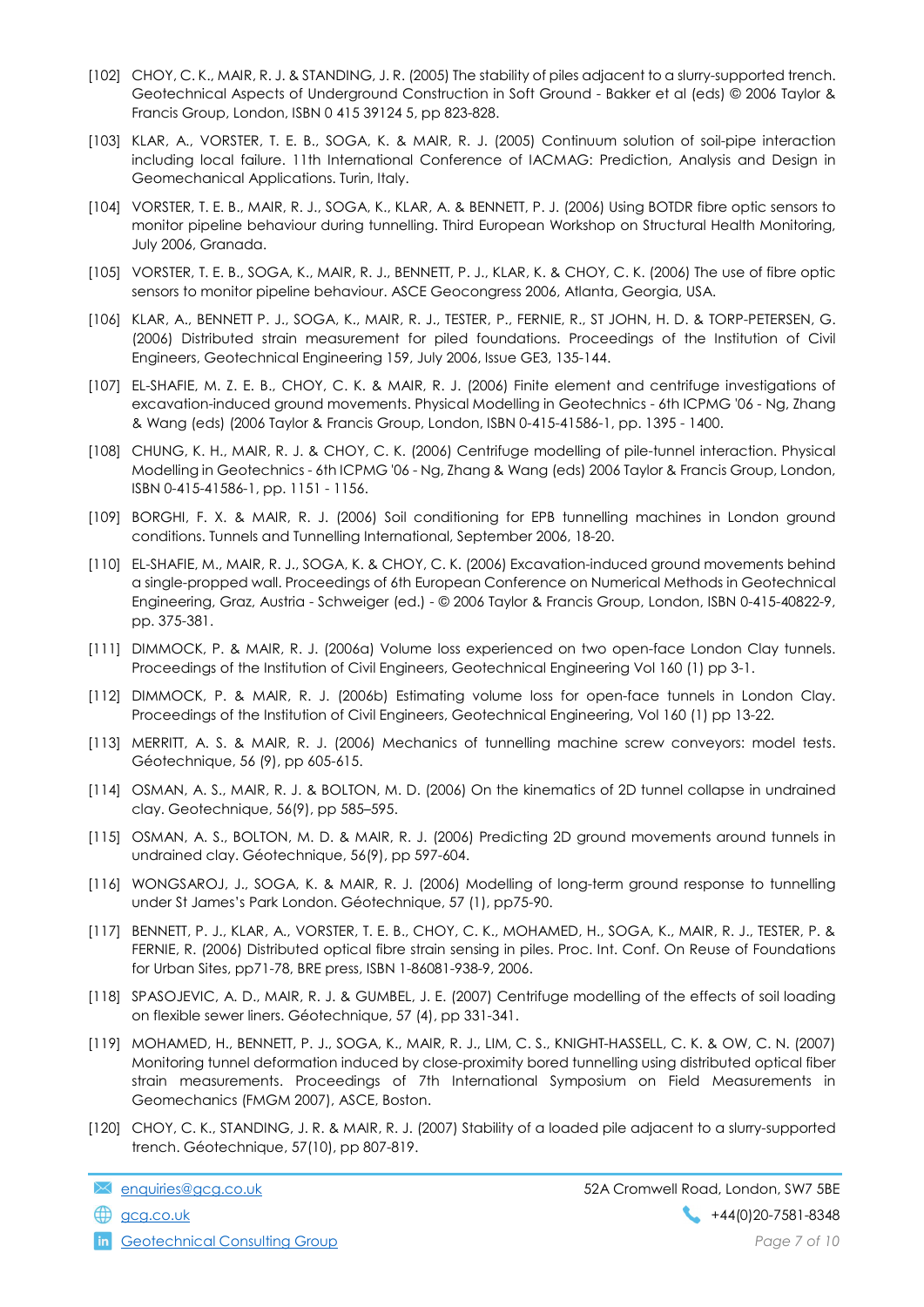[102] CHOY, C. K., MAIR, R. J. & STANDING, J. R. (2005) The stability of piles adjacent to a slurry-supported trench. Geotechnical Aspects of Underground Construction in Soft Ground - Bakker et al (eds) © 2006 Taylor & Francis Group, London, ISBN 0 415 39124 5, pp 823-828.

[103] KLAR, A., VORSTER, T. E. B., SOGA, K. & MAIR, R. J. (2005) Continuum solution of soil-pipe interaction including local failure. 11th International Conference of IACMAG: Prediction, Analysis and Design in Geomechanical Applications. Turin, Italy.

[104] VORSTER, T. E. B., MAIR, R. J., SOGA, K., KLAR, A. & BENNETT, P. J. (2006) Using BOTDR fibre optic sensors to monitor pipeline behaviour during tunnelling. Third European Workshop on Structural Health Monitoring, July 2006, Granada.

[105] VORSTER, T. E. B., SOGA, K., MAIR, R. J., BENNETT, P. J., KLAR, K. & CHOY, C. K. (2006) The use of fibre optic sensors to monitor pipeline behaviour. ASCE Geocongress 2006, Atlanta, Georgia, USA.

[106] KLAR, A., BENNETT P. J., SOGA, K., MAIR, R. J., TESTER, P., FERNIE, R., ST JOHN, H. D. & TORP-PETERSEN, G. (2006) Distributed strain measurement for piled foundations. Proceedings of the Institution of Civil Engineers, Geotechnical Engineering 159, July 2006, Issue GE3, 135-144.

[107] EL-SHAFIE, M. Z. E. B., CHOY, C. K. & MAIR, R. J. (2006) Finite element and centrifuge investigations of excavation-induced ground movements. Physical Modelling in Geotechnics - 6th ICPMG '06 - Ng, Zhang & Wang (eds) (2006 Taylor & Francis Group, London, ISBN 0-415-41586-1, pp. 1395 - 1400.

[108] CHUNG, K. H., MAIR, R. J. & CHOY, C. K. (2006) Centrifuge modelling of pile-tunnel interaction. Physical Modelling in Geotechnics - 6th ICPMG '06 - Ng, Zhang & Wang (eds) 2006 Taylor & Francis Group, London, ISBN 0-415-41586-1, pp. 1151 - 1156.

[109] BORGHI, F. X. & MAIR, R. J. (2006) Soil conditioning for EPB tunnelling machines in London ground conditions. Tunnels and Tunnelling International, September 2006, 18-20.

[110] EL-SHAFIE, M., MAIR, R. J., SOGA, K. & CHOY, C. K. (2006) Excavation-induced ground movements behind a single-propped wall. Proceedings of 6th European Conference on Numerical Methods in Geotechnical Engineering, Graz, Austria - Schweiger (ed.) - © 2006 Taylor & Francis Group, London, ISBN 0-415-40822-9, pp. 375-381.

[111] DIMMOCK, P. & MAIR, R. J. (2006a) Volume loss experienced on two open-face London Clay tunnels. Proceedings of the Institution of Civil Engineers, Geotechnical Engineering Vol 160 (1) pp 3-1.

[112] DIMMOCK, P. & MAIR, R. J. (2006b) Estimating volume loss for open-face tunnels in London Clay. Proceedings of the Institution of Civil Engineers, Geotechnical Engineering, Vol 160 (1) pp 13-22.

[113] MERRITT, A. S. & MAIR, R. J. (2006) Mechanics of tunnelling machine screw conveyors: model tests. Géotechnique, 56 (9), pp 605-615.

[114] OSMAN, A. S., MAIR, R. J. & BOLTON, M. D. (2006) On the kinematics of 2D tunnel collapse in undrained clay. Geotechnique, 56(9), pp 585–595.

[115] OSMAN, A. S., BOLTON, M. D. & MAIR, R. J. (2006) Predicting 2D ground movements around tunnels in undrained clay. Géotechnique, 56(9), pp 597-604.

[116] WONGSAROJ, J., SOGA, K. & MAIR, R. J. (2006) Modelling of long-term ground response to tunnelling under St James's Park London. Géotechnique, 57 (1), pp75-90.

[117] BENNETT, P. J., KLAR, A., VORSTER, T. E. B., CHOY, C. K., MOHAMED, H., SOGA, K., MAIR, R. J., TESTER, P. & FERNIE, R. (2006) Distributed optical fibre strain sensing in piles. Proc. Int. Conf. On Reuse of Foundations for Urban Sites, pp71-78, BRE press, ISBN 1-86081-938-9, 2006.

[118] SPASOJEVIC, A. D., MAIR, R. J. & GUMBEL, J. E. (2007) Centrifuge modelling of the effects of soil loading on flexible sewer liners. Géotechnique, 57 (4), pp 331-341.

[119] MOHAMED, H., BENNETT, P. J., SOGA, K., MAIR, R. J., LIM, C. S., KNIGHT-HASSELL, C. K. & OW, C. N. (2007) Monitoring tunnel deformation induced by close-proximity bored tunnelling using distributed optical fiber strain measurements. Proceedings of 7th International Symposium on Field Measurements in Geomechanics (FMGM 2007), ASCE, Boston.

[120] CHOY, C. K., STANDING, J. R. & MAIR, R. J. (2007) Stability of a loaded pile adjacent to a slurry-supported trench. Géotechnique, 57(10), pp 807-819.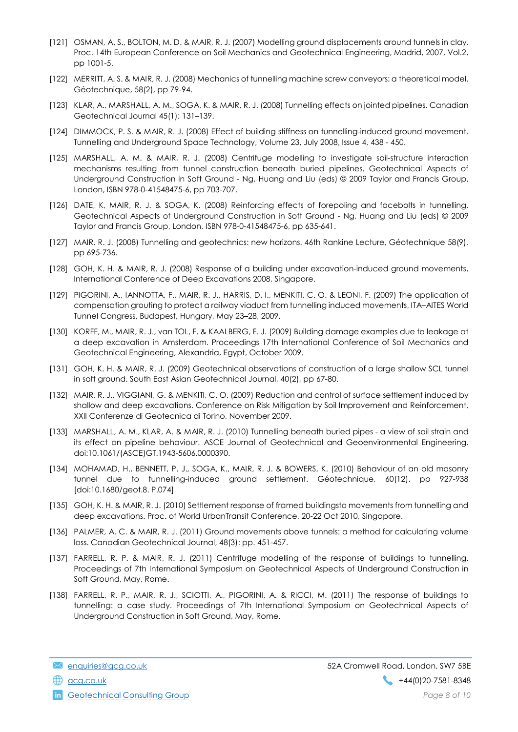[121] OSMAN, A. S., BOLTON, M. D. & MAIR, R. J. (2007) Modelling ground displacements around tunnels in clay. Proc. 14th European Conference on Soil Mechanics and Geotechnical Engineering, Madrid, 2007, Vol.2, pp 1001-5.

[122] MERRITT, A. S. & MAIR, R. J. (2008) Mechanics of tunnelling machine screw conveyors: a theoretical model. Géotechnique, 58(2), pp 79-94.

[123] KLAR, A., MARSHALL, A. M., SOGA, K. & MAIR, R. J. (2008) Tunnelling effects on jointed pipelines. Canadian Geotechnical Journal 45(1): 131–139.

[124] DIMMOCK, P. S. & MAIR, R. J. (2008) Effect of building stiffness on tunnelling-induced ground movement. Tunnelling and Underground Space Technology, Volume 23, July 2008, Issue 4, 438 - 450.

[125] MARSHALL, A. M. & MAIR, R. J. (2008) Centrifuge modelling to investigate soil-structure interaction mechanisms resulting from tunnel construction beneath buried pipelines. Geotechnical Aspects of Underground Construction in Soft Ground - Ng, Huang and Liu (eds) © 2009 Taylor and Francis Group, London, ISBN 978-0-41548475-6, pp 703-707.

[126] DATE, K, MAIR, R. J. & SOGA, K. (2008) Reinforcing effects of forepoling and facebolts in tunnelling. Geotechnical Aspects of Underground Construction in Soft Ground - Ng, Huang and Liu (eds) © 2009 Taylor and Francis Group, London, ISBN 978-0-41548475-6, pp 635-641.

[127] MAIR, R. J. (2008) Tunnelling and geotechnics: new horizons. 46th Rankine Lecture, Géotechnique 58(9), pp 695-736.

[128] GOH, K. H. & MAIR, R. J. (2008) Response of a building under excavation-induced ground movements, International Conference of Deep Excavations 2008, Singapore.

[129] PIGORINI, A., IANNOTTA, F., MAIR, R. J., HARRIS, D. I., MENKITI, C. O. & LEONI, F. (2009) The application of compensation grouting to protect a railway viaduct from tunnelling induced movements, ITA–AITES World Tunnel Congress, Budapest, Hungary, May 23–28, 2009.

[130] KORFF, M., MAIR, R. J., van TOL, F. & KAALBERG, F. J. (2009) Building damage examples due to leakage at a deep excavation in Amsterdam. Proceedings 17th International Conference of Soil Mechanics and Geotechnical Engineering, Alexandria, Egypt, October 2009.

[131] GOH, K. H. & MAIR, R. J. (2009) Geotechnical observations of construction of a large shallow SCL tunnel in soft ground. South East Asian Geotechnical Journal, 40(2), pp 67-80.

[132] MAIR, R. J., VIGGIANI, G. & MENKITI, C. O. (2009) Reduction and control of surface settlement induced by shallow and deep excavations. Conference on Risk Mitigation by Soil Improvement and Reinforcement, XXII Conferenze di Geotecnica di Torino, November 2009.

[133] MARSHALL, A. M., KLAR, A. & MAIR, R. J. (2010) Tunnelling beneath buried pipes - a view of soil strain and its effect on pipeline behaviour. ASCE Journal of Geotechnical and Geoenvironmental Engineering. doi:10.1061/(ASCE)GT.1943-5606.0000390.

[134] MOHAMAD, H., BENNETT, P. J., SOGA, K., MAIR, R. J. & BOWERS, K. (2010) Behaviour of an old masonry tunnel due to tunnelling-induced ground settlement. Géotechnique, 60(12), pp 927-938 [doi:10.1680/geot.8. P.074]

[135] GOH, K. H. & MAIR, R. J. (2010) Settlement response of framed buildingsto movements from tunnelling and deep excavations. Proc. of World UrbanTransit Conference, 20-22 Oct 2010, Singapore.

[136] PALMER, A. C. & MAIR, R. J. (2011) Ground movements above tunnels: a method for calculating volume loss. Canadian Geotechnical Journal, 48(3): pp. 451-457.

[137] FARRELL, R. P. & MAIR, R. J. (2011) Centrifuge modelling of the response of buildings to tunnelling. Proceedings of 7th International Symposium on Geotechnical Aspects of Underground Construction in Soft Ground, May, Rome.

[138] FARRELL, R. P., MAIR, R. J., SCIOTTI, A., PIGORINI, A. & RICCI, M. (2011) The response of buildings to tunnelling: a case study. Proceedings of 7th International Symposium on Geotechnical Aspects of Underground Construction in Soft Ground, May, Rome.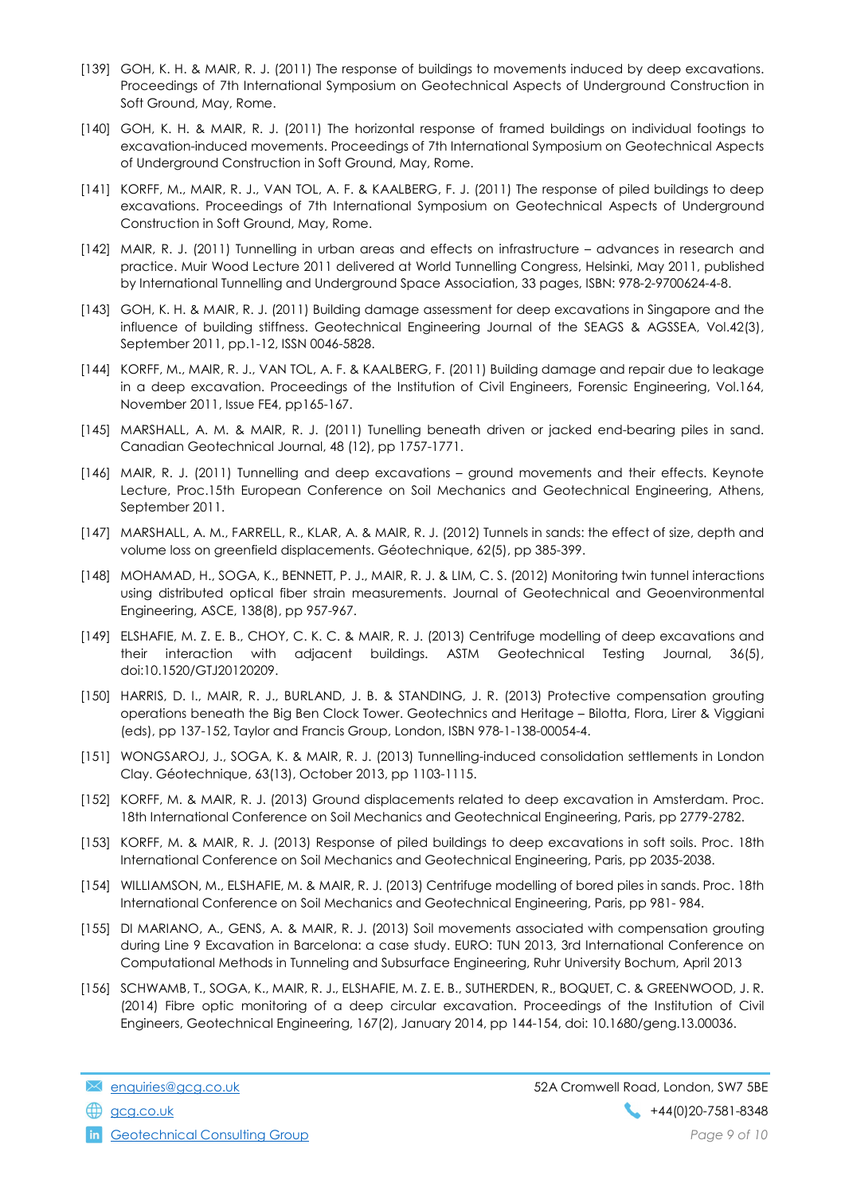[139] GOH, K. H. & MAIR, R. J. (2011) The response of buildings to movements induced by deep excavations. Proceedings of 7th International Symposium on Geotechnical Aspects of Underground Construction in Soft Ground, May, Rome.

[140] GOH, K. H. & MAIR, R. J. (2011) The horizontal response of framed buildings on individual footings to excavation-induced movements. Proceedings of 7th International Symposium on Geotechnical Aspects of Underground Construction in Soft Ground, May, Rome.

[141] KORFF, M., MAIR, R. J., VAN TOL, A. F. & KAALBERG, F. J. (2011) The response of piled buildings to deep excavations. Proceedings of 7th International Symposium on Geotechnical Aspects of Underground Construction in Soft Ground, May, Rome.

[142] MAIR, R. J. (2011) Tunnelling in urban areas and effects on infrastructure – advances in research and practice. Muir Wood Lecture 2011 delivered at World Tunnelling Congress, Helsinki, May 2011, published by International Tunnelling and Underground Space Association, 33 pages, ISBN: 978-2-9700624-4-8.

[143] GOH, K. H. & MAIR, R. J. (2011) Building damage assessment for deep excavations in Singapore and the influence of building stiffness. Geotechnical Engineering Journal of the SEAGS & AGSSEA, Vol.42(3), September 2011, pp.1-12, ISSN 0046-5828.

[144] KORFF, M., MAIR, R. J., VAN TOL, A. F. & KAALBERG, F. (2011) Building damage and repair due to leakage in a deep excavation. Proceedings of the Institution of Civil Engineers, Forensic Engineering, Vol.164, November 2011, Issue FE4, pp165-167.

[145] MARSHALL, A. M. & MAIR, R. J. (2011) Tunelling beneath driven or jacked end-bearing piles in sand. Canadian Geotechnical Journal, 48 (12), pp 1757-1771.

[146] MAIR, R. J. (2011) Tunnelling and deep excavations – ground movements and their effects. Keynote Lecture, Proc.15th European Conference on Soil Mechanics and Geotechnical Engineering, Athens, September 2011.

[147] MARSHALL, A. M., FARRELL, R., KLAR, A. & MAIR, R. J. (2012) Tunnels in sands: the effect of size, depth and volume loss on greenfield displacements. Géotechnique, 62(5), pp 385-399.

[148] MOHAMAD, H., SOGA, K., BENNETT, P. J., MAIR, R. J. & LIM, C. S. (2012) Monitoring twin tunnel interactions using distributed optical fiber strain measurements. Journal of Geotechnical and Geoenvironmental Engineering, ASCE, 138(8), pp 957-967.

[149] ELSHAFIE, M. Z. E. B., CHOY, C. K. C. & MAIR, R. J. (2013) Centrifuge modelling of deep excavations and their interaction with adjacent buildings. ASTM Geotechnical Testing Journal, 36(5), doi:10.1520/GTJ20120209.

[150] HARRIS, D. I., MAIR, R. J., BURLAND, J. B. & STANDING, J. R. (2013) Protective compensation grouting operations beneath the Big Ben Clock Tower. Geotechnics and Heritage – Bilotta, Flora, Lirer & Viggiani (eds), pp 137-152, Taylor and Francis Group, London, ISBN 978-1-138-00054-4.

[151] WONGSAROJ, J., SOGA, K. & MAIR, R. J. (2013) Tunnelling-induced consolidation settlements in London Clay. Géotechnique, 63(13), October 2013, pp 1103-1115.

[152] KORFF, M. & MAIR, R. J. (2013) Ground displacements related to deep excavation in Amsterdam. Proc. 18th International Conference on Soil Mechanics and Geotechnical Engineering, Paris, pp 2779-2782.

[153] KORFF, M. & MAIR, R. J. (2013) Response of piled buildings to deep excavations in soft soils. Proc. 18th International Conference on Soil Mechanics and Geotechnical Engineering, Paris, pp 2035-2038.

[154] WILLIAMSON, M., ELSHAFIE, M. & MAIR, R. J. (2013) Centrifuge modelling of bored piles in sands. Proc. 18th International Conference on Soil Mechanics and Geotechnical Engineering, Paris, pp 981- 984.

[155] DI MARIANO, A., GENS, A. & MAIR, R. J. (2013) Soil movements associated with compensation grouting during Line 9 Excavation in Barcelona: a case study. EURO: TUN 2013, 3rd International Conference on Computational Methods in Tunneling and Subsurface Engineering, Ruhr University Bochum, April 2013

[156] SCHWAMB, T., SOGA, K., MAIR, R. J., ELSHAFIE, M. Z. E. B., SUTHERDEN, R., BOQUET, C. & GREENWOOD, J. R. (2014) Fibre optic monitoring of a deep circular excavation. Proceedings of the Institution of Civil Engineers, Geotechnical Engineering, 167(2), January 2014, pp 144-154, doi: 10.1680/geng.13.00036.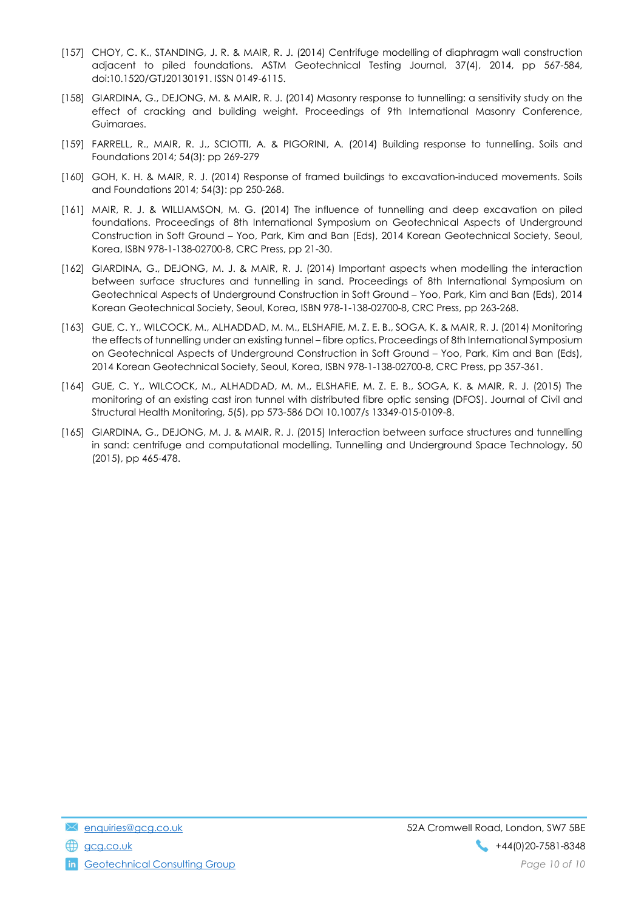[157] CHOY, C. K., STANDING, J. R. & MAIR, R. J. (2014) Centrifuge modelling of diaphragm wall construction adjacent to piled foundations. ASTM Geotechnical Testing Journal, 37(4), 2014, pp 567-584, doi:10.1520/GTJ20130191. ISSN 0149-6115.

[158] GIARDINA, G., DEJONG, M. & MAIR, R. J. (2014) Masonry response to tunnelling: a sensitivity study on the effect of cracking and building weight. Proceedings of 9th International Masonry Conference, Guimaraes.

[159] FARRELL, R., MAIR, R. J., SCIOTTI, A. & PIGORINI, A. (2014) Building response to tunnelling. Soils and Foundations 2014; 54(3): pp 269-279

[160] GOH, K. H. & MAIR, R. J. (2014) Response of framed buildings to excavation-induced movements. Soils and Foundations 2014; 54(3): pp 250-268.

[161] MAIR, R. J. & WILLIAMSON, M. G. (2014) The influence of tunnelling and deep excavation on piled foundations. Proceedings of 8th International Symposium on Geotechnical Aspects of Underground Construction in Soft Ground – Yoo, Park, Kim and Ban (Eds), 2014 Korean Geotechnical Society, Seoul, Korea, ISBN 978-1-138-02700-8, CRC Press, pp 21-30.

[162] GIARDINA, G., DEJONG, M. J. & MAIR, R. J. (2014) Important aspects when modelling the interaction between surface structures and tunnelling in sand. Proceedings of 8th International Symposium on Geotechnical Aspects of Underground Construction in Soft Ground – Yoo, Park, Kim and Ban (Eds), 2014 Korean Geotechnical Society, Seoul, Korea, ISBN 978-1-138-02700-8, CRC Press, pp 263-268.

[163] GUE, C. Y., WILCOCK, M., ALHADDAD, M. M., ELSHAFIE, M. Z. E. B., SOGA, K. & MAIR, R. J. (2014) Monitoring the effects of tunnelling under an existing tunnel – fibre optics. Proceedings of 8th International Symposium on Geotechnical Aspects of Underground Construction in Soft Ground – Yoo, Park, Kim and Ban (Eds), 2014 Korean Geotechnical Society, Seoul, Korea, ISBN 978-1-138-02700-8, CRC Press, pp 357-361.

[164] GUE, C. Y., WILCOCK, M., ALHADDAD, M. M., ELSHAFIE, M. Z. E. B., SOGA, K. & MAIR, R. J. (2015) The monitoring of an existing cast iron tunnel with distributed fibre optic sensing (DFOS). Journal of Civil and Structural Health Monitoring, 5(5), pp 573-586 DOI 10.1007/s 13349-015-0109-8.

[165] GIARDINA, G., DEJONG, M. J. & MAIR, R. J. (2015) Interaction between surface structures and tunnelling in sand: centrifuge and computational modelling. Tunnelling and Underground Space Technology, 50 (2015), pp 465-478.

enquiries@gcg.co.uk

gcg.co.uk

Geotechnical Consulting Group

52A Cromwell Road, London, SW7 5BE

+44(0)20-7581-8348